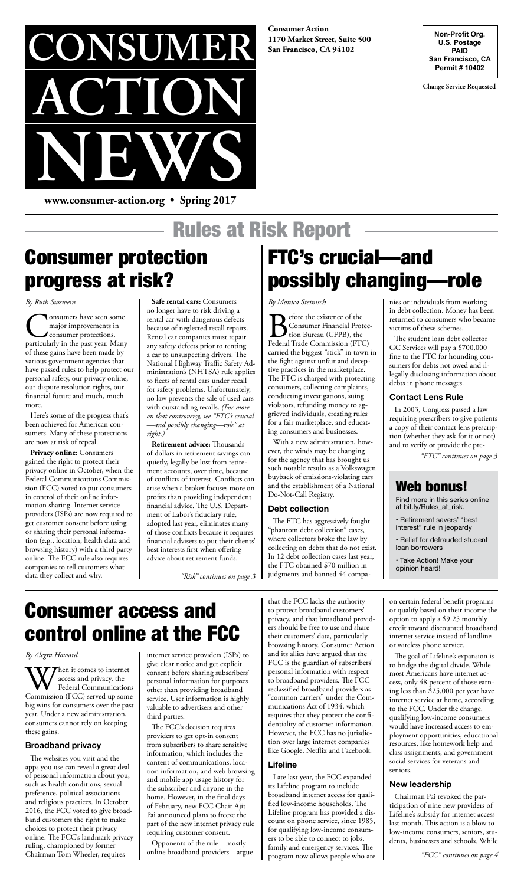# CONSUMER ACTION NEWS

**www.consumer-action.org • Spring 2017**

**Consumer Action**
**1170 Market Street, Suite 500**
**San Francisco, CA 94102**

**Non-Profit Org.**
**U.S. Postage**
**PAID**
**San Francisco, CA**
**Permit # 10402**

**Change Service Requested**

# Rules at Risk Report

## Consumer protection progress at risk?

*By Ruth Susswein*

Consumers have seen some major improvements in consumer protections, particularly in the past year. Many of these gains have been made by various government agencies that have passed rules to help protect our personal safety, our privacy online, our dispute resolution rights, our financial future and much, much more.

Here's some of the progress that's been achieved for American consumers. Many of these protections are now at risk of repeal.

**Privacy online:** Consumers gained the right to protect their privacy online in October, when the Federal Communications Commission (FCC) voted to put consumers in control of their online information sharing. Internet service providers (ISPs) are now required to get consumer consent before using or sharing their personal information (e.g., location, health data and browsing history) with a third party online. The FCC rule also requires companies to tell customers what data they collect and why.

**Safe rental cars:** Consumers no longer have to risk driving a rental car with dangerous defects because of neglected recall repairs. Rental car companies must repair any safety defects prior to renting a car to unsuspecting drivers. The National Highway Traffic Safety Administration's (NHTSA) rule applies to fleets of rental cars under recall for safety problems. Unfortunately, no law prevents the sale of used cars with outstanding recalls. *(For more on that controversy, see "FTC's crucial—and possibly changing—role" at right.)*

**Retirement advice:** Thousands of dollars in retirement savings can quietly, legally be lost from retirement accounts, over time, because of conflicts of interest. Conflicts can arise when a broker focuses more on profits than providing independent financial advice. The U.S. Department of Labor's fiduciary rule, adopted last year, eliminates many of those conflicts because it requires financial advisers to put their clients' best interests first when offering advice about retirement funds.

*"Risk" continues on page 3*

## FTC's crucial—and possibly changing—role

*By Monica Steinisch*

Before the existence of the Consumer Financial Protection Bureau (CFPB), the Federal Trade Commission (FTC) carried the biggest "stick" in town in the fight against unfair and deceptive practices in the marketplace. The FTC is charged with protecting consumers, collecting complaints, conducting investigations, suing violators, refunding money to aggrieved individuals, creating rules for a fair marketplace, and educating consumers and businesses.

With a new administration, however, the winds may be changing for the agency that has brought us such notable results as a Volkswagen buyback of emissions-violating cars and the establishment of a National Do-Not-Call Registry.

### Debt collection

The FTC has aggressively fought "phantom debt collection" cases, where collectors broke the law by collecting on debts that do not exist. In 12 debt collection cases last year, the FTC obtained $70 million in judgments and banned 44 companies or individuals from working in debt collection. Money has been returned to consumers who became victims of these schemes.

The student loan debt collector GC Services will pay a $700,000 fine to the FTC for hounding consumers for debts not owed and illegally disclosing information about debts in phone messages.

### Contact Lens Rule

In 2003, Congress passed a law requiring prescribers to give patients a copy of their contact lens prescription (whether they ask for it or not) and to verify or provide the pre-

*"FTC" continues on page 3*

## Web bonus!

Find more in this series online at bit.ly/Rules_at_risk.

- Retirement savers' "best interest" rule in jeopardy
- Relief for defrauded student loan borrowers
- Take Action! Make your opinion heard!

## Consumer access and control online at the FCC

*By Alegra Howard*

When it comes to internet access and privacy, the Federal Communications Commission (FCC) served up some big wins for consumers over the past year. Under a new administration, consumers cannot rely on keeping these gains.

### Broadband privacy

The websites you visit and the apps you use can reveal a great deal of personal information about you, such as health conditions, sexual preference, political associations and religious practices. In October 2016, the FCC voted to give broadband customers the right to make choices to protect their privacy online. The FCC's landmark privacy ruling, championed by former Chairman Tom Wheeler, requires internet service providers (ISPs) to give clear notice and get explicit consent before sharing subscribers' personal information for purposes other than providing broadband service. User information is highly valuable to advertisers and other third parties.

The FCC's decision requires providers to get opt-in consent from subscribers to share sensitive information, which includes the content of communications, location information, and web browsing and mobile app usage history for the subscriber and anyone in the home. However, in the final days of February, new FCC Chair Ajit Pai announced plans to freeze the part of the new internet privacy rule requiring customer consent.

Opponents of the rule—mostly online broadband providers—argue that the FCC lacks the authority to protect broadband customers' privacy, and that broadband providers should be free to use and share their customers' data, particularly browsing history. Consumer Action and its allies have argued that the FCC is the guardian of subscribers' personal information with respect to broadband providers. The FCC reclassified broadband providers as "common carriers" under the Communications Act of 1934, which requires that they protect the confidentiality of customer information. However, the FCC has no jurisdiction over large internet companies like Google, Netflix and Facebook.

### Lifeline

Late last year, the FCC expanded its Lifeline program to include broadband internet access for qualified low-income households. The Lifeline program has provided a discount on phone service, since 1985, for qualifying low-income consumers to be able to connect to jobs, family and emergency services. The program now allows people who are on certain federal benefit programs or qualify based on their income the option to apply a $9.25 monthly credit toward discounted broadband internet service instead of landline or wireless phone service.

The goal of Lifeline's expansion is to bridge the digital divide. While most Americans have internet access, only 48 percent of those earning less than $25,000 per year have internet service at home, according to the FCC. Under the change, qualifying low-income consumers would have increased access to employment opportunities, educational resources, like homework help and class assignments, and government social services for veterans and seniors.

### New leadership

Chairman Pai revoked the participation of nine new providers of Lifeline's subsidy for internet access last month. This action is a blow to low-income consumers, seniors, students, businesses and schools. While

*"FCC" continues on page 4*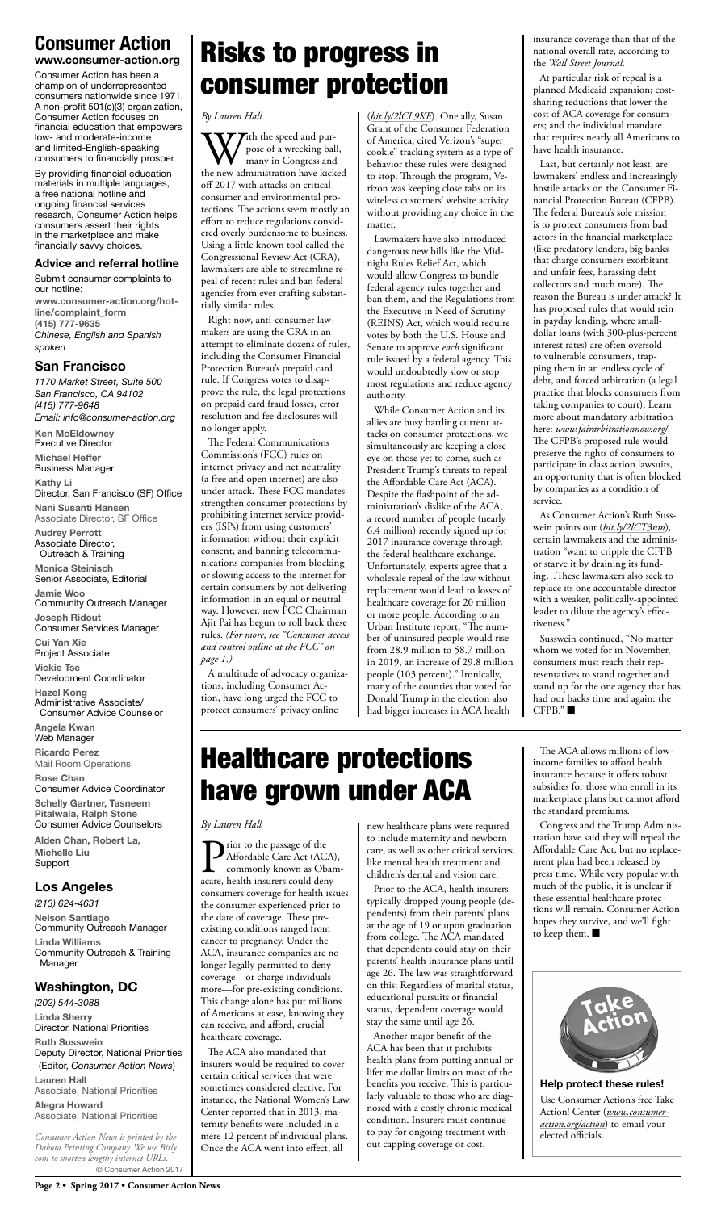## Consumer Action

**www.consumer-action.org**

Consumer Action has been a champion of underrepresented consumers nationwide since 1971. A non-profit 501(c)(3) organization, Consumer Action focuses on financial education that empowers low- and moderate-income and limited-English-speaking consumers to financially prosper.

By providing financial education materials in multiple languages, a free national hotline and ongoing financial services research, Consumer Action helps consumers assert their rights in the marketplace and make financially savvy choices.

### Advice and referral hotline

Submit consumer complaints to our hotline:
**www.consumer-action.org/hotline/complaint_form**
**(415) 777-9635**
*Chinese, English and Spanish spoken*

### San Francisco

*1170 Market Street, Suite 500*
*San Francisco, CA 94102*
*(415) 777-9648*
*Email: info@consumer-action.org*

**Ken McEldowney**
Executive Director

**Michael Heffer**
Business Manager

**Kathy Li**
Director, San Francisco (SF) Office

**Nani Susanti Hansen**
Associate Director, SF Office

**Audrey Perrott**
Associate Director, Outreach & Training

**Monica Steinisch**
Senior Associate, Editorial

**Jamie Woo**
Community Outreach Manager

**Joseph Ridout**
Consumer Services Manager

**Cui Yan Xie**
Project Associate

**Vickie Tse**
Development Coordinator

**Hazel Kong**
Administrative Associate/ Consumer Advice Counselor

**Angela Kwan**
Web Manager

**Ricardo Perez**
Mail Room Operations

**Rose Chan**
Consumer Advice Coordinator

**Schelly Gartner, Tasneem Pitalwala, Ralph Stone**
Consumer Advice Counselors

**Alden Chan, Robert La, Michelle Liu**
Support

### Los Angeles

*(213) 624-4631*

**Nelson Santiago**
Community Outreach Manager

**Linda Williams**
Community Outreach & Training Manager

### Washington, DC

*(202) 544-3088*

**Linda Sherry**
Director, National Priorities

**Ruth Susswein**
Deputy Director, National Priorities (Editor, *Consumer Action News*)

**Lauren Hall**
Associate, National Priorities

**Alegra Howard**
Associate, National Priorities

*Consumer Action News is printed by the Dakota Printing Company. We use Bitly.com to shorten lengthy internet URLs.*

© Consumer Action 2017

# Risks to progress in consumer protection

*By Lauren Hall*

With the speed and purpose of a wrecking ball, many in Congress and the new administration have kicked off 2017 with attacks on critical consumer and environmental protections. The actions seem mostly an effort to reduce regulations considered overly burdensome to business. Using a little known tool called the Congressional Review Act (CRA), lawmakers are able to streamline repeal of recent rules and ban federal agencies from ever crafting substantially similar rules.

Right now, anti-consumer lawmakers are using the CRA in an attempt to eliminate dozens of rules, including the Consumer Financial Protection Bureau's prepaid card rule. If Congress votes to disapprove the rule, the legal protections on prepaid card fraud losses, error resolution and fee disclosures will no longer apply.

The Federal Communications Commission's (FCC) rules on internet privacy and net neutrality (a free and open internet) are also under attack. These FCC mandates strengthen consumer protections by prohibiting internet service providers (ISPs) from using customers' information without their explicit consent, and banning telecommunications companies from blocking or slowing access to the internet for certain consumers by not delivering information in an equal or neutral way. However, new FCC Chairman Ajit Pai has begun to roll back these rules. *(For more, see "Consumer access and control online at the FCC" on page 1.)*

A multitude of advocacy organizations, including Consumer Action, have long urged the FCC to protect consumers' privacy online (*bit.ly/2lCL9KE*). One ally, Susan Grant of the Consumer Federation of America, cited Verizon's "super cookie" tracking system as a type of behavior these rules were designed to stop. Through the program, Verizon was keeping close tabs on its wireless customers' website activity without providing any choice in the matter.

Lawmakers have also introduced dangerous new bills like the Midnight Rules Relief Act, which would allow Congress to bundle federal agency rules together and ban them, and the Regulations from the Executive in Need of Scrutiny (REINS) Act, which would require votes by both the U.S. House and Senate to approve *each* significant rule issued by a federal agency. This would undoubtedly slow or stop most regulations and reduce agency authority.

While Consumer Action and its allies are busy battling current attacks on consumer protections, we simultaneously are keeping a close eye on those yet to come, such as President Trump's threats to repeal the Affordable Care Act (ACA). Despite the flashpoint of the administration's dislike of the ACA, a record number of people (nearly 6.4 million) recently signed up for 2017 insurance coverage through the federal healthcare exchange. Unfortunately, experts agree that a wholesale repeal of the law without replacement would lead to losses of healthcare coverage for 20 million or more people. According to an Urban Institute report, "The number of uninsured people would rise from 28.9 million to 58.7 million in 2019, an increase of 29.8 million people (103 percent)." Ironically, many of the counties that voted for Donald Trump in the election also had bigger increases in ACA health insurance coverage than that of the national overall rate, according to the *Wall Street Journal*.

At particular risk of repeal is a planned Medicaid expansion; cost-sharing reductions that lower the cost of ACA coverage for consumers; and the individual mandate that requires nearly all Americans to have health insurance.

Last, but certainly not least, are lawmakers' endless and increasingly hostile attacks on the Consumer Financial Protection Bureau (CFPB). The federal Bureau's sole mission is to protect consumers from bad actors in the financial marketplace (like predatory lenders, big banks that charge consumers exorbitant and unfair fees, harassing debt collectors and much more). The reason the Bureau is under attack? It has proposed rules that would rein in payday lending, where small-dollar loans (with 300-plus-percent interest rates) are often oversold to vulnerable consumers, trapping them in an endless cycle of debt, and forced arbitration (a legal practice that blocks consumers from taking companies to court). Learn more about mandatory arbitration here: *www.fairarbitrationnow.org/*. The CFPB's proposed rule would preserve the rights of consumers to participate in class action lawsuits, an opportunity that is often blocked by companies as a condition of service.

As Consumer Action's Ruth Susswein points out (*bit.ly/2lCT3nm*), certain lawmakers and the administration "want to cripple the CFPB or starve it by draining its funding…These lawmakers also seek to replace its one accountable director with a weaker, politically-appointed leader to dilute the agency's effectiveness."

Susswein continued, "No matter whom we voted for in November, consumers must reach their representatives to stand together and stand up for the one agency that has had our backs time and again: the CFPB." ■

# Healthcare protections have grown under ACA

*By Lauren Hall*

Prior to the passage of the Affordable Care Act (ACA), commonly known as Obamacare, health insurers could deny consumers coverage for health issues the consumer experienced prior to the date of coverage. These pre-existing conditions ranged from cancer to pregnancy. Under the ACA, insurance companies are no longer legally permitted to deny coverage—or charge individuals more—for pre-existing conditions. This change alone has put millions of Americans at ease, knowing they can receive, and afford, crucial healthcare coverage.

The ACA also mandated that insurers would be required to cover certain critical services that were sometimes considered elective. For instance, the National Women's Law Center reported that in 2013, maternity benefits were included in a mere 12 percent of individual plans. Once the ACA went into effect, all new healthcare plans were required to include maternity and newborn care, as well as other critical services, like mental health treatment and children's dental and vision care.

Prior to the ACA, health insurers typically dropped young people (dependents) from their parents' plans at the age of 19 or upon graduation from college. The ACA mandated that dependents could stay on their parents' health insurance plans until age 26. The law was straightforward on this: Regardless of marital status, educational pursuits or financial status, dependent coverage would stay the same until age 26.

Another major benefit of the ACA has been that it prohibits health plans from putting annual or lifetime dollar limits on most of the benefits you receive. This is particularly valuable to those who are diagnosed with a costly chronic medical condition. Insurers must continue to pay for ongoing treatment without capping coverage or cost.

The ACA allows millions of low-income families to afford health insurance because it offers robust subsidies for those who enroll in its marketplace plans but cannot afford the standard premiums.

Congress and the Trump Administration have said they will repeal the Affordable Care Act, but no replacement plan had been released by press time. While very popular with much of the public, it is unclear if these essential healthcare protections will remain. Consumer Action hopes they survive, and we'll fight to keep them. ■

Take Action

**Help protect these rules!**

Use Consumer Action's free Take Action! Center (*www.consumer-action.org/action*) to email your elected officials.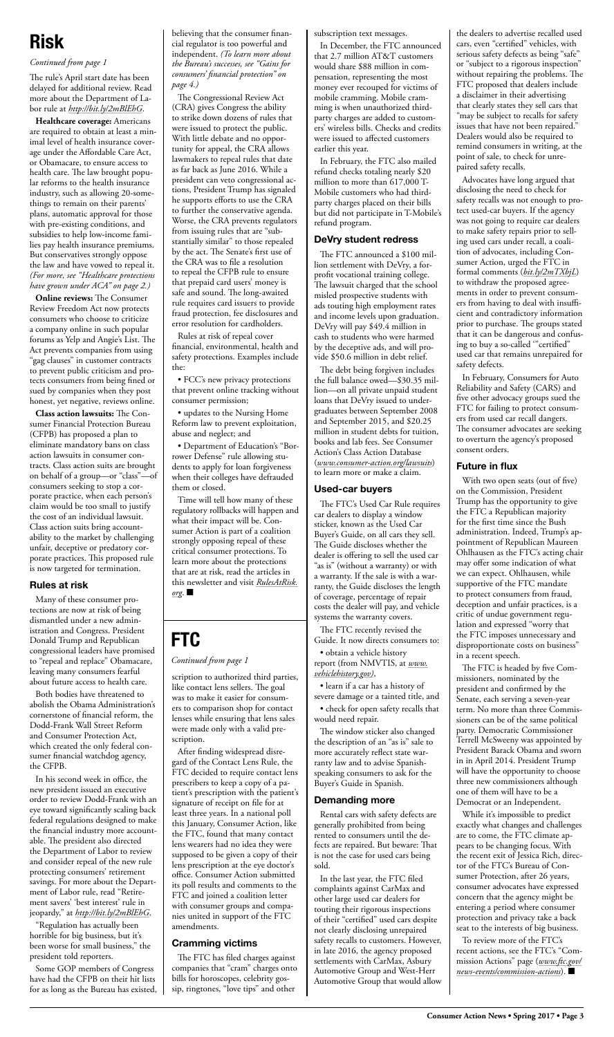# Risk

*Continued from page 1*

The rule's April start date has been delayed for additional review. Read more about the Department of Labor rule at *http://bit.ly/2mBlEhG*.

**Healthcare coverage:** Americans are required to obtain at least a minimal level of health insurance coverage under the Affordable Care Act, or Obamacare, to ensure access to health care. The law brought popular reforms to the health insurance industry, such as allowing 20-somethings to remain on their parents' plans, automatic approval for those with pre-existing conditions, and subsidies to help low-income families pay health insurance premiums. But conservatives strongly oppose the law and have vowed to repeal it. *(For more, see "Healthcare protections have grown under ACA" on page 2.)*

**Online reviews:** The Consumer Review Freedom Act now protects consumers who choose to criticize a company online in such popular forums as Yelp and Angie's List. The Act prevents companies from using "gag clauses" in customer contracts to prevent public criticism and protects consumers from being fined or sued by companies when they post honest, yet negative, reviews online.

**Class action lawsuits:** The Consumer Financial Protection Bureau (CFPB) has proposed a plan to eliminate mandatory bans on class action lawsuits in consumer contracts. Class action suits are brought on behalf of a group—or "class"—of consumers seeking to stop a corporate practice, when each person's claim would be too small to justify the cost of an individual lawsuit. Class action suits bring accountability to the market by challenging unfair, deceptive or predatory corporate practices. This proposed rule is now targeted for termination.

## Rules at risk

Many of these consumer protections are now at risk of being dismantled under a new administration and Congress. President Donald Trump and Republican congressional leaders have promised to "repeal and replace" Obamacare, leaving many consumers fearful about future access to health care.

Both bodies have threatened to abolish the Obama Administration's cornerstone of financial reform, the Dodd-Frank Wall Street Reform and Consumer Protection Act, which created the only federal consumer financial watchdog agency, the CFPB.

In his second week in office, the new president issued an executive order to review Dodd-Frank with an eye toward significantly scaling back federal regulations designed to make the financial industry more accountable. The president also directed the Department of Labor to review and consider repeal of the new rule protecting consumers' retirement savings. For more about the Department of Labor rule, read "Retirement savers' 'best interest' rule in jeopardy," at *http://bit.ly/2mBlEhG*.

"Regulation has actually been horrible for big business, but it's been worse for small business," the president told reporters.

Some GOP members of Congress have had the CFPB on their hit lists for as long as the Bureau has existed, believing that the consumer financial regulator is too powerful and independent. *(To learn more about the Bureau's successes, see "Gains for consumers' financial protection" on page 4.)*

The Congressional Review Act (CRA) gives Congress the ability to strike down dozens of rules that were issued to protect the public. With little debate and no opportunity for appeal, the CRA allows lawmakers to repeal rules that date as far back as June 2016. While a president can veto congressional actions, President Trump has signaled he supports efforts to use the CRA to further the conservative agenda. Worse, the CRA prevents regulators from issuing rules that are "substantially similar" to those repealed by the act. The Senate's first use of the CRA was to file a resolution to repeal the CFPB rule to ensure that prepaid card users' money is safe and sound. The long-awaited rule requires card issuers to provide fraud protection, fee disclosures and error resolution for cardholders.

Rules at risk of repeal cover financial, environmental, health and safety protections. Examples include the:

- FCC's new privacy protections that prevent online tracking without consumer permission;
- updates to the Nursing Home Reform law to prevent exploitation, abuse and neglect; and
- Department of Education's "Borrower Defense" rule allowing students to apply for loan forgiveness when their colleges have defrauded them or closed.

Time will tell how many of these regulatory rollbacks will happen and what their impact will be. Consumer Action is part of a coalition strongly opposing repeal of these critical consumer protections. To learn more about the protections that are at risk, read the articles in this newsletter and visit *RulesAtRisk.org*. ■

# FTC

*Continued from page 1*

scription to authorized third parties, like contact lens sellers. The goal was to make it easier for consumers to comparison shop for contact lenses while ensuring that lens sales were made only with a valid prescription.

After finding widespread disregard of the Contact Lens Rule, the FTC decided to require contact lens prescribers to keep a copy of a patient's prescription with the patient's signature of receipt on file for at least three years. In a national poll this January, Consumer Action, like the FTC, found that many contact lens wearers had no idea they were supposed to be given a copy of their lens prescription at the eye doctor's office. Consumer Action submitted its poll results and comments to the FTC and joined a coalition letter with consumer groups and companies united in support of the FTC amendments.

## Cramming victims

The FTC has filed charges against companies that "cram" charges onto bills for horoscopes, celebrity gossip, ringtones, "love tips" and other subscription text messages.

In December, the FTC announced that 2.7 million AT&T customers would share $88 million in compensation, representing the most money ever recouped for victims of mobile cramming. Mobile cramming is when unauthorized third-party charges are added to customers' wireless bills. Checks and credits were issued to affected customers earlier this year.

In February, the FTC also mailed refund checks totaling nearly $20 million to more than 617,000 T-Mobile customers who had third-party charges placed on their bills but did not participate in T-Mobile's refund program.

## DeVry student redress

The FTC announced a $100 million settlement with DeVry, a for-profit vocational training college. The lawsuit charged that the school misled prospective students with ads touting high employment rates and income levels upon graduation. DeVry will pay $49.4 million in cash to students who were harmed by the deceptive ads, and will provide $50.6 million in debt relief.

The debt being forgiven includes the full balance owed—$30.35 million—on all private unpaid student loans that DeVry issued to undergraduates between September 2008 and September 2015, and $20.25 million in student debts for tuition, books and lab fees. See Consumer Action's Class Action Database (*www.consumer-action.org/lawsuits*) to learn more or make a claim.

## Used-car buyers

The FTC's Used Car Rule requires car dealers to display a window sticker, known as the Used Car Buyer's Guide, on all cars they sell. The Guide discloses whether the dealer is offering to sell the used car "as is" (without a warranty) or with a warranty. If the sale is with a warranty, the Guide discloses the length of coverage, percentage of repair costs the dealer will pay, and vehicle systems the warranty covers.

The FTC recently revised the Guide. It now directs consumers to:

- obtain a vehicle history report (from NMVTIS, at *www.vehiclehistory.gov)*,
- learn if a car has a history of severe damage or a tainted title, and
- check for open safety recalls that would need repair.

The window sticker also changed the description of an "as is" sale to more accurately reflect state warranty law and to advise Spanish-speaking consumers to ask for the Buyer's Guide in Spanish.

## Demanding more

Rental cars with safety defects are generally prohibited from being rented to consumers until the defects are repaired. But beware: That is not the case for used cars being sold.

In the last year, the FTC filed complaints against CarMax and other large used car dealers for touting their rigorous inspections of their "certified" used cars despite not clearly disclosing unrepaired safety recalls to customers. However, in late 2016, the agency proposed settlements with CarMax, Asbury Automotive Group and West-Herr Automotive Group that would allow the dealers to advertise recalled used cars, even "certified" vehicles, with serious safety defects as being "safe" or "subject to a rigorous inspection" without repairing the problems. The FTC proposed that dealers include a disclaimer in their advertising that clearly states they sell cars that "may be subject to recalls for safety issues that have not been repaired." Dealers would also be required to remind consumers in writing, at the point of sale, to check for unrepaired safety recalls.

Advocates have long argued that disclosing the need to check for safety recalls was not enough to protect used-car buyers. If the agency was not going to require car dealers to make safety repairs prior to selling used cars under recall, a coalition of advocates, including Consumer Action, urged the FTC in formal comments (*bit.ly/2mTXbjL*) to withdraw the proposed agreements in order to prevent consumers from having to deal with insufficient and contradictory information prior to purchase. The groups stated that it can be dangerous and confusing to buy a so-called '"certified" used car that remains unrepaired for safety defects.

In February, Consumers for Auto Reliability and Safety (CARS) and five other advocacy groups sued the FTC for failing to protect consumers from used car recall dangers. The consumer advocates are seeking to overturn the agency's proposed consent orders.

## Future in flux

With two open seats (out of five) on the Commission, President Trump has the opportunity to give the FTC a Republican majority for the first time since the Bush administration. Indeed, Trump's appointment of Republican Maureen Ohlhausen as the FTC's acting chair may offer some indication of what we can expect. Ohlhausen, while supportive of the FTC mandate to protect consumers from fraud, deception and unfair practices, is a critic of undue government regulation and expressed "worry that the FTC imposes unnecessary and disproportionate costs on business" in a recent speech.

The FTC is headed by five Commissioners, nominated by the president and confirmed by the Senate, each serving a seven-year term. No more than three Commissioners can be of the same political party. Democratic Commissioner Terrell McSweeny was appointed by President Barack Obama and sworn in in April 2014. President Trump will have the opportunity to choose three new commissioners although one of them will have to be a Democrat or an Independent.

While it's impossible to predict exactly what changes and challenges are to come, the FTC climate appears to be changing focus. With the recent exit of Jessica Rich, director of the FTC's Bureau of Consumer Protection, after 26 years, consumer advocates have expressed concern that the agency might be entering a period where consumer protection and privacy take a back seat to the interests of big business.

To review more of the FTC's recent actions, see the FTC's "Commission Actions" page (*www.ftc.gov/news-events/commission-actions*). ■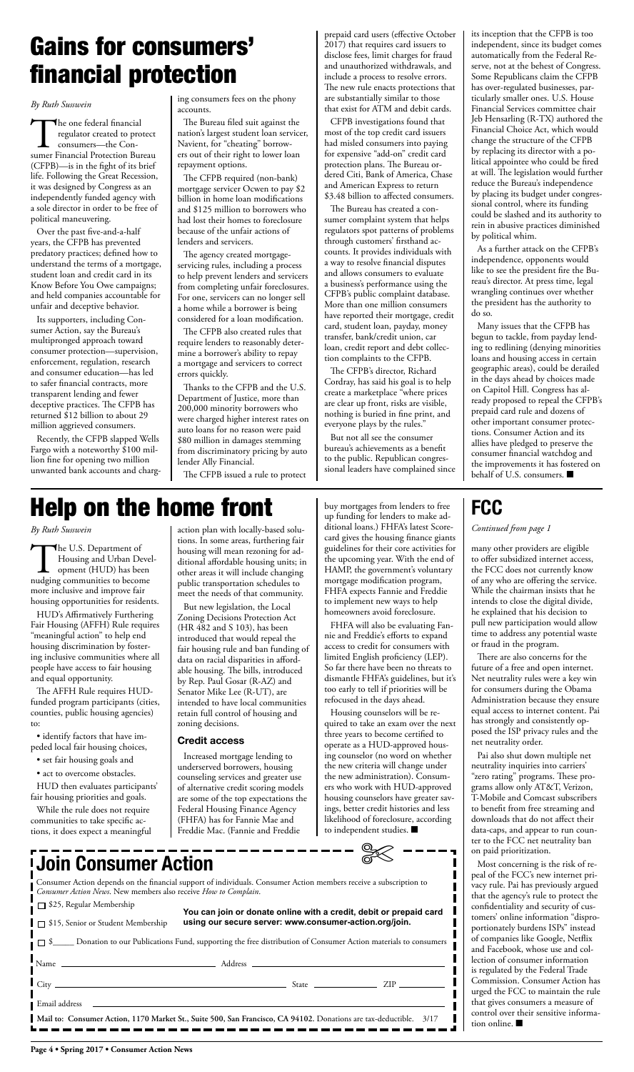# Gains for consumers' financial protection

*By Ruth Susswein*

The one federal financial regulator created to protect consumers—the Consumer Financial Protection Bureau (CFPB)—is in the fight of its brief life. Following the Great Recession, it was designed by Congress as an independently funded agency with a sole director in order to be free of political maneuvering.

Over the past five-and-a-half years, the CFPB has prevented predatory practices; defined how to understand the terms of a mortgage, student loan and credit card in its Know Before You Owe campaigns; and held companies accountable for unfair and deceptive behavior.

Its supporters, including Consumer Action, say the Bureau's multipronged approach toward consumer protection—supervision, enforcement, regulation, research and consumer education—has led to safer financial contracts, more transparent lending and fewer deceptive practices. The CFPB has returned $12 billion to about 29 million aggrieved consumers.

Recently, the CFPB slapped Wells Fargo with a noteworthy $100 million fine for opening two million unwanted bank accounts and charging consumers fees on the phony accounts.

The Bureau filed suit against the nation's largest student loan servicer, Navient, for "cheating" borrowers out of their right to lower loan repayment options.

The CFPB required (non-bank) mortgage servicer Ocwen to pay $2 billion in home loan modifications and $125 million to borrowers who had lost their homes to foreclosure because of the unfair actions of lenders and servicers.

The agency created mortgage-servicing rules, including a process to help prevent lenders and servicers from completing unfair foreclosures. For one, servicers can no longer sell a home while a borrower is being considered for a loan modification.

The CFPB also created rules that require lenders to reasonably determine a borrower's ability to repay a mortgage and servicers to correct errors quickly.

Thanks to the CFPB and the U.S. Department of Justice, more than 200,000 minority borrowers who were charged higher interest rates on auto loans for no reason were paid $80 million in damages stemming from discriminatory pricing by auto lender Ally Financial.

The CFPB issued a rule to protect prepaid card users (effective October 2017) that requires card issuers to disclose fees, limit charges for fraud and unauthorized withdrawals, and include a process to resolve errors. The new rule enacts protections that are substantially similar to those that exist for ATM and debit cards.

CFPB investigations found that most of the top credit card issuers had misled consumers into paying for expensive "add-on" credit card protection plans. The Bureau ordered Citi, Bank of America, Chase and American Express to return $3.48 billion to affected consumers.

The Bureau has created a consumer complaint system that helps regulators spot patterns of problems through customers' firsthand accounts. It provides individuals with a way to resolve financial disputes and allows consumers to evaluate a business's performance using the CFPB's public complaint database. More than one million consumers have reported their mortgage, credit card, student loan, payday, money transfer, bank/credit union, car loan, credit report and debt collection complaints to the CFPB.

The CFPB's director, Richard Cordray, has said his goal is to help create a marketplace "where prices are clear up front, risks are visible, nothing is buried in fine print, and everyone plays by the rules."

But not all see the consumer bureau's achievements as a benefit to the public. Republican congressional leaders have complained since its inception that the CFPB is too independent, since its budget comes automatically from the Federal Reserve, not at the behest of Congress. Some Republicans claim the CFPB has over-regulated businesses, particularly smaller ones. U.S. House Financial Services committee chair Jeb Hensarling (R-TX) authored the Financial Choice Act, which would change the structure of the CFPB by replacing its director with a political appointee who could be fired at will. The legislation would further reduce the Bureau's independence by placing its budget under congressional control, where its funding could be slashed and its authority to rein in abusive practices diminished by political whim.

As a further attack on the CFPB's independence, opponents would like to see the president fire the Bureau's director. At press time, legal wrangling continues over whether the president has the authority to do so.

Many issues that the CFPB has begun to tackle, from payday lending to redlining (denying minorities loans and housing access in certain geographic areas), could be derailed in the days ahead by choices made on Capitol Hill. Congress has already proposed to repeal the CFPB's prepaid card rule and dozens of other important consumer protections. Consumer Action and its allies have pledged to preserve the consumer financial watchdog and the improvements it has fostered on behalf of U.S. consumers. ■

# Help on the home front

*By Ruth Susswein*

The U.S. Department of Housing and Urban Development (HUD) has been nudging communities to become more inclusive and improve fair housing opportunities for residents.

HUD's Affirmatively Furthering Fair Housing (AFFH) Rule requires "meaningful action" to help end housing discrimination by fostering inclusive communities where all people have access to fair housing and equal opportunity.

The AFFH Rule requires HUD-funded program participants (cities, counties, public housing agencies) to:

- identify factors that have impeded local fair housing choices,
- set fair housing goals and
- act to overcome obstacles.

HUD then evaluates participants' fair housing priorities and goals.

While the rule does not require communities to take specific actions, it does expect a meaningful action plan with locally-based solutions. In some areas, furthering fair housing will mean rezoning for additional affordable housing units; in other areas it will include changing public transportation schedules to meet the needs of that community.

But new legislation, the Local Zoning Decisions Protection Act (HR 482 and S 103), has been introduced that would repeal the fair housing rule and ban funding of data on racial disparities in affordable housing. The bills, introduced by Rep. Paul Gosar (R-AZ) and Senator Mike Lee (R-UT), are intended to have local communities retain full control of housing and zoning decisions.

### Credit access

Increased mortgage lending to underserved borrowers, housing counseling services and greater use of alternative credit scoring models are some of the top expectations the Federal Housing Finance Agency (FHFA) has for Fannie Mae and Freddie Mac. (Fannie and Freddie buy mortgages from lenders to free up funding for lenders to make additional loans.) FHFA's latest Scorecard gives the housing finance giants guidelines for their core activities for the upcoming year. With the end of HAMP, the government's voluntary mortgage modification program, FHFA expects Fannie and Freddie to implement new ways to help homeowners avoid foreclosure.

FHFA will also be evaluating Fannie and Freddie's efforts to expand access to credit for consumers with limited English proficiency (LEP). So far there have been no threats to dismantle FHFA's guidelines, but it's too early to tell if priorities will be refocused in the days ahead.

Housing counselors will be required to take an exam over the next three years to become certified to operate as a HUD-approved housing counselor (no word on whether the new criteria will change under the new administration). Consumers who work with HUD-approved housing counselors have greater savings, better credit histories and less likelihood of foreclosure, according to independent studies. ■

# FCC

*Continued from page 1*

many other providers are eligible to offer subsidized internet access, the FCC does not currently know of any who are offering the service. While the chairman insists that he intends to close the digital divide, he explained that his decision to pull new participation would allow time to address any potential waste or fraud in the program.

There are also concerns for the future of a free and open internet. Net neutrality rules were a key win for consumers during the Obama Administration because they ensure equal access to internet content. Pai has strongly and consistently opposed the ISP privacy rules and the net neutrality order.

Pai also shut down multiple net neutrality inquiries into carriers' "zero rating" programs. These programs allow only AT&T, Verizon, T-Mobile and Comcast subscribers to benefit from free streaming and downloads that do not affect their data-caps, and appear to run counter to the FCC net neutrality ban on paid prioritization.

Most concerning is the risk of repeal of the FCC's new internet privacy rule. Pai has previously argued that the agency's rule to protect the confidentiality and security of customers' online information "disproportionately burdens ISPs" instead of companies like Google, Netflix and Facebook, whose use and collection of consumer information is regulated by the Federal Trade Commission. Consumer Action has urged the FCC to maintain the rule that gives consumers a measure of control over their sensitive information online. ■

# Join Consumer Action

Consumer Action depends on the financial support of individuals. Consumer Action members receive a subscription to *Consumer Action News*. New members also receive *How to Complain*.

☐ $25, Regular Membership

☐ $15, Senior or Student Membership

**You can join or donate online with a credit, debit or prepaid card using our secure server: www.consumer-action.org/join.**

☐ $_____ Donation to our Publications Fund, supporting the free distribution of Consumer Action materials to consumers

Name ______________________ Address ______________________

City ______________________ State ________ ZIP ________

Email address ______________________

**Mail to: Consumer Action, 1170 Market St., Suite 500, San Francisco, CA 94102.** Donations are tax-deductible. 3/17